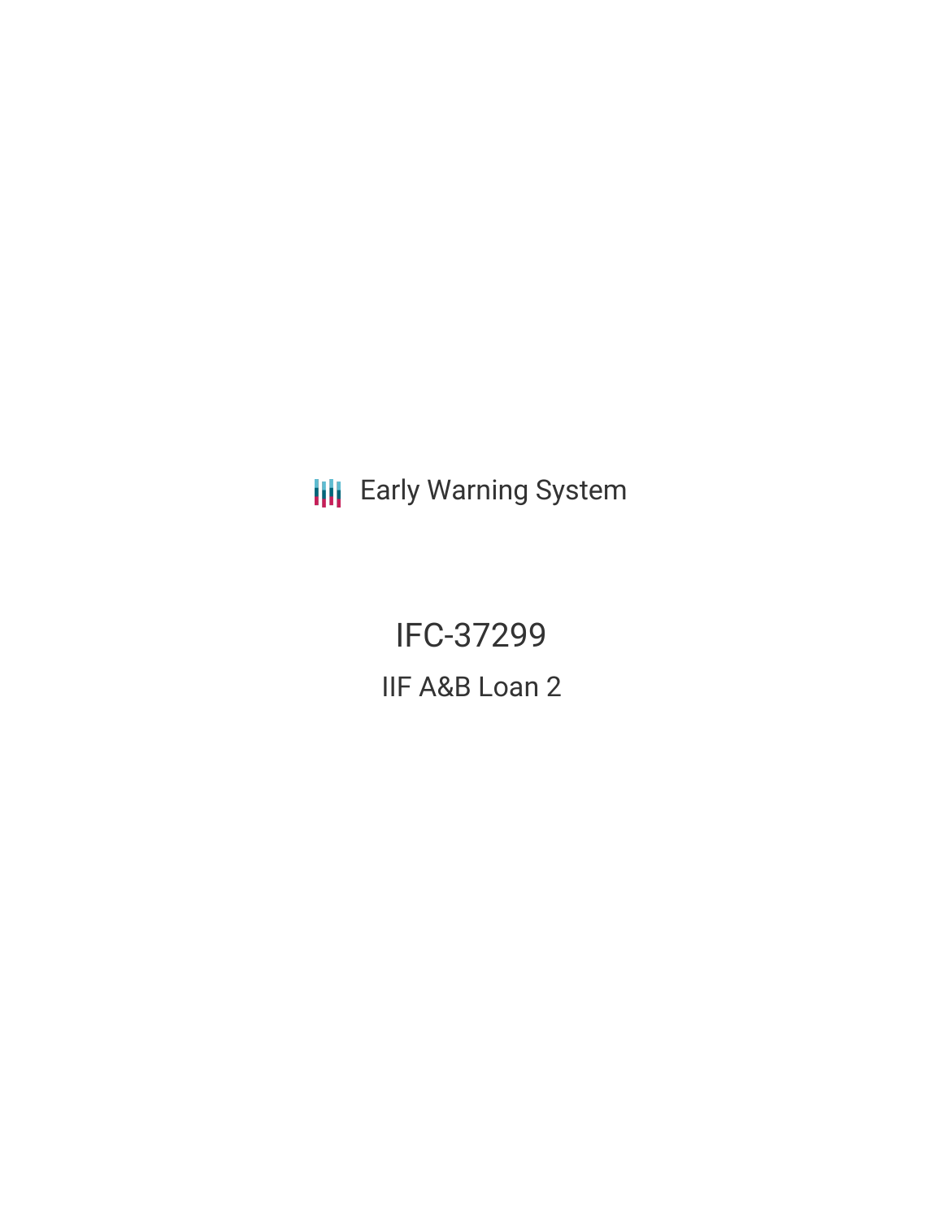Early Warning System

# IFC-37299

## IIF A&B Loan 2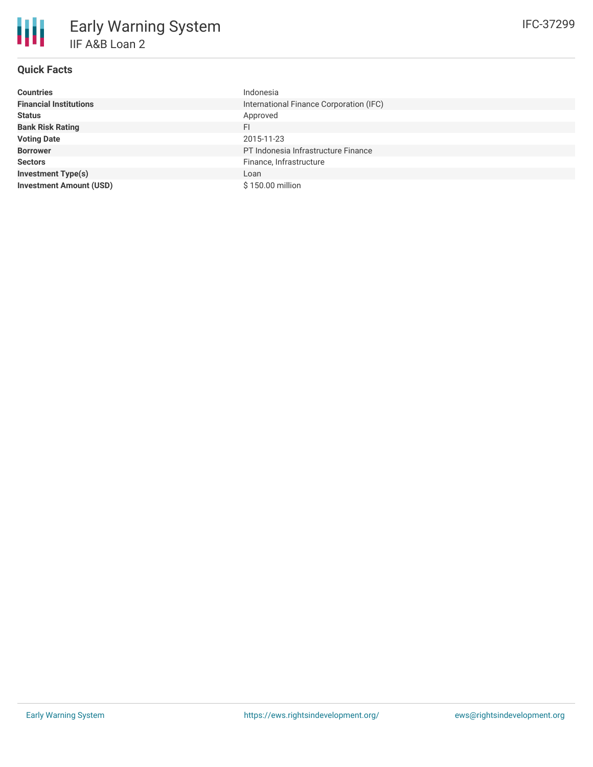# Early Warning System

## IIF A&B Loan 2

IFC-37299

### Quick Facts

| | |
|---|---|
| **Countries** | Indonesia |
| **Financial Institutions** | International Finance Corporation (IFC) |
| **Status** | Approved |
| **Bank Risk Rating** | FI |
| **Voting Date** | 2015-11-23 |
| **Borrower** | PT Indonesia Infrastructure Finance |
| **Sectors** | Finance, Infrastructure |
| **Investment Type(s)** | Loan |
| **Investment Amount (USD)** | $ 150.00 million |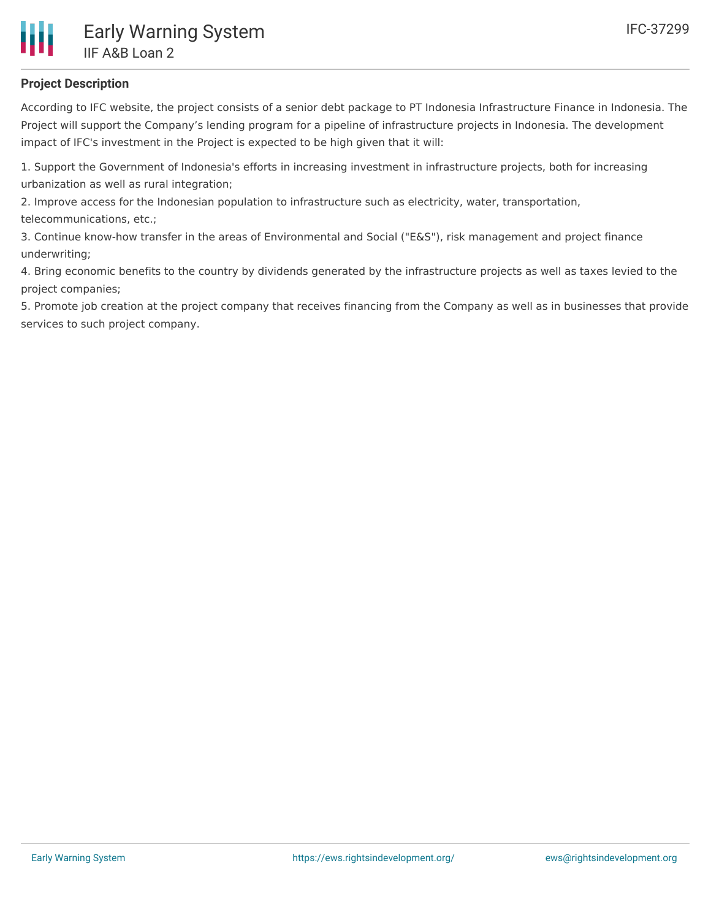## Project Description

According to IFC website, the project consists of a senior debt package to PT Indonesia Infrastructure Finance in Indonesia. The Project will support the Company's lending program for a pipeline of infrastructure projects in Indonesia. The development impact of IFC's investment in the Project is expected to be high given that it will:

1. Support the Government of Indonesia's efforts in increasing investment in infrastructure projects, both for increasing urbanization as well as rural integration;
2. Improve access for the Indonesian population to infrastructure such as electricity, water, transportation, telecommunications, etc.;
3. Continue know-how transfer in the areas of Environmental and Social ("E&S"), risk management and project finance underwriting;
4. Bring economic benefits to the country by dividends generated by the infrastructure projects as well as taxes levied to the project companies;
5. Promote job creation at the project company that receives financing from the Company as well as in businesses that provide services to such project company.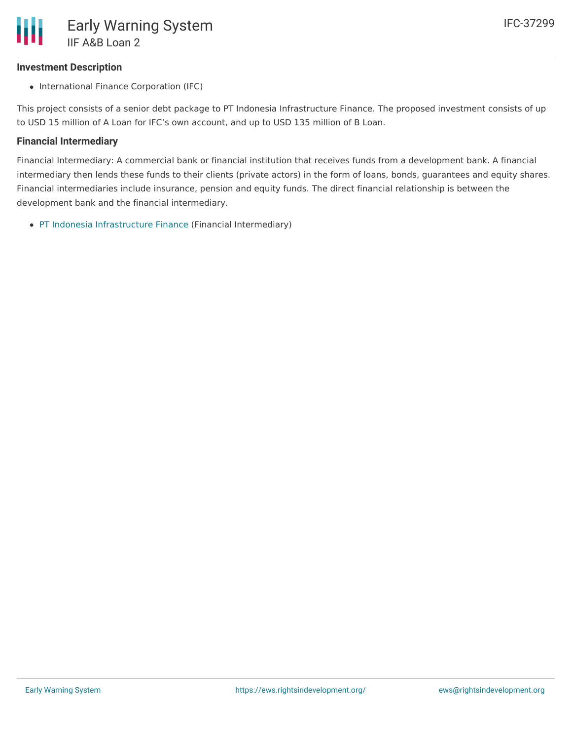## Investment Description

- International Finance Corporation (IFC)

This project consists of a senior debt package to PT Indonesia Infrastructure Finance. The proposed investment consists of up to USD 15 million of A Loan for IFC's own account, and up to USD 135 million of B Loan.

## Financial Intermediary

Financial Intermediary: A commercial bank or financial institution that receives funds from a development bank. A financial intermediary then lends these funds to their clients (private actors) in the form of loans, bonds, guarantees and equity shares. Financial intermediaries include insurance, pension and equity funds. The direct financial relationship is between the development bank and the financial intermediary.

- PT Indonesia Infrastructure Finance (Financial Intermediary)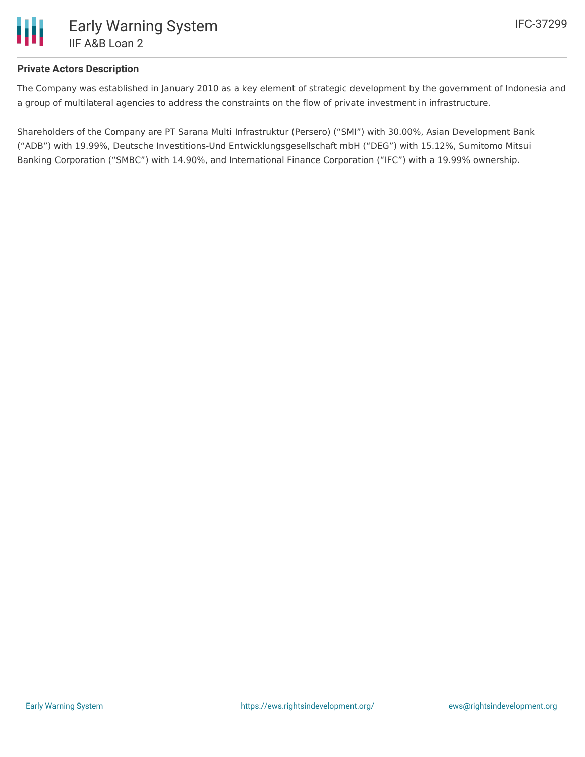**Private Actors Description**

The Company was established in January 2010 as a key element of strategic development by the government of Indonesia and a group of multilateral agencies to address the constraints on the flow of private investment in infrastructure.

Shareholders of the Company are PT Sarana Multi Infrastruktur (Persero) (“SMI”) with 30.00%, Asian Development Bank (“ADB”) with 19.99%, Deutsche Investitions-Und Entwicklungsgesellschaft mbH (“DEG”) with 15.12%, Sumitomo Mitsui Banking Corporation (“SMBC”) with 14.90%, and International Finance Corporation (“IFC”) with a 19.99% ownership.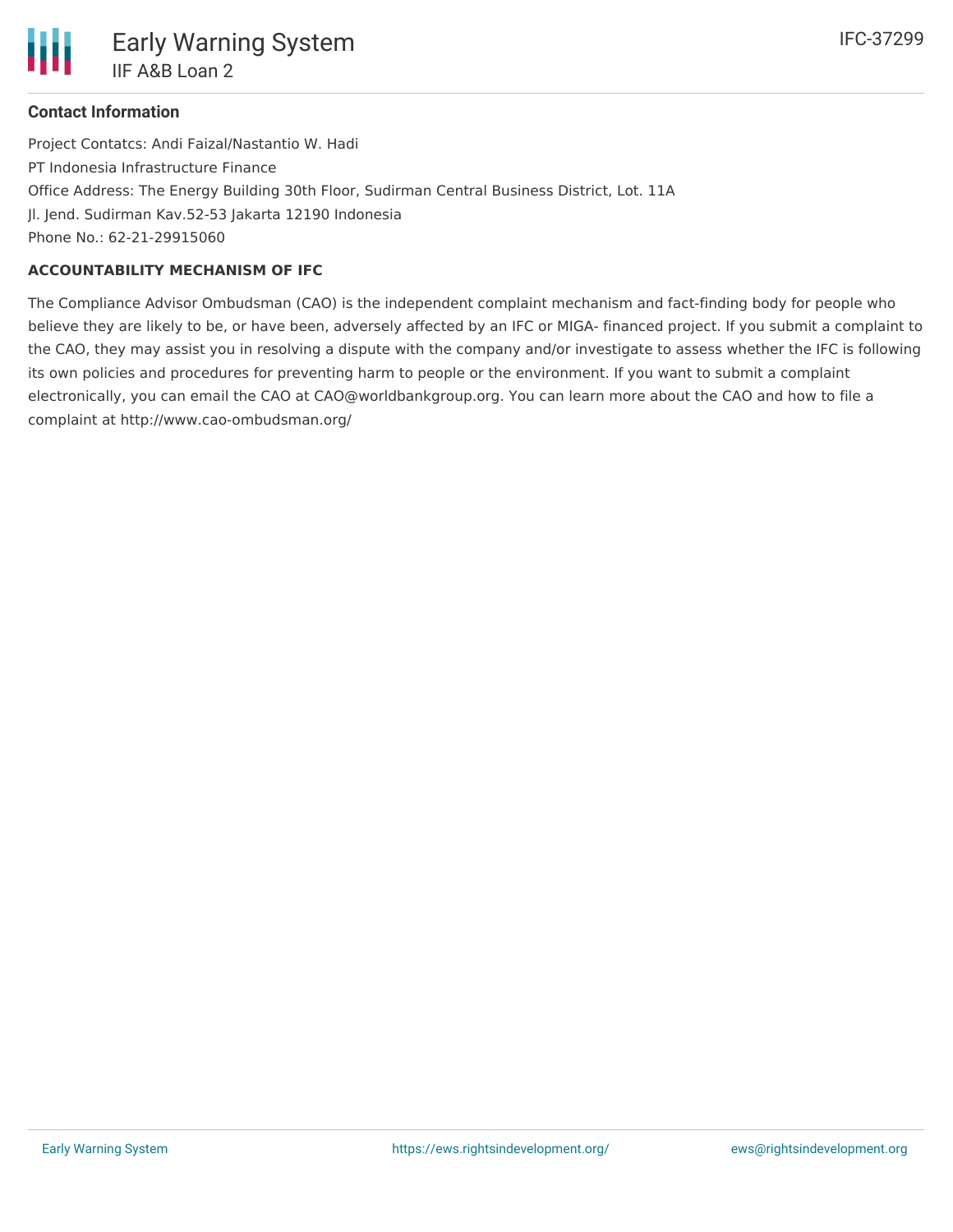## Contact Information

Project Contatcs: Andi Faizal/Nastantio W. Hadi

PT Indonesia Infrastructure Finance

Office Address: The Energy Building 30th Floor, Sudirman Central Business District, Lot. 11A

Jl. Jend. Sudirman Kav.52-53 Jakarta 12190 Indonesia

Phone No.: 62-21-29915060

### ACCOUNTABILITY MECHANISM OF IFC

The Compliance Advisor Ombudsman (CAO) is the independent complaint mechanism and fact-finding body for people who believe they are likely to be, or have been, adversely affected by an IFC or MIGA- financed project. If you submit a complaint to the CAO, they may assist you in resolving a dispute with the company and/or investigate to assess whether the IFC is following its own policies and procedures for preventing harm to people or the environment. If you want to submit a complaint electronically, you can email the CAO at CAO@worldbankgroup.org. You can learn more about the CAO and how to file a complaint at http://www.cao-ombudsman.org/